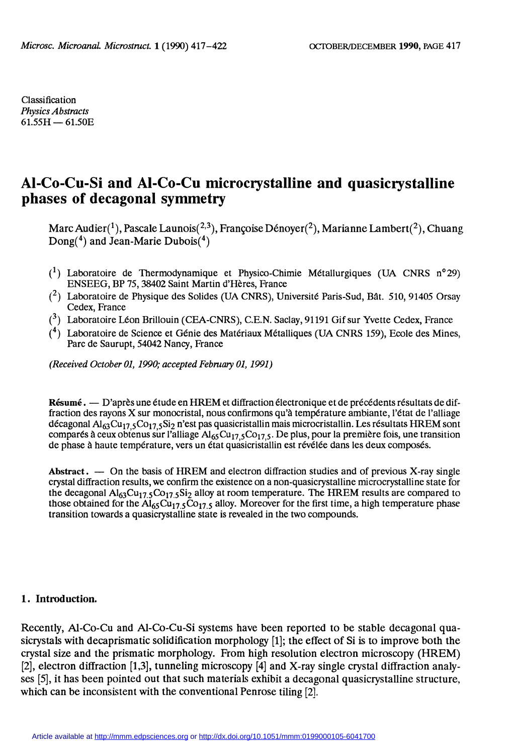Classification
*Physics Abstracts*
61.55H — 61.50E

# Al-Co-Cu-Si and Al-Co-Cu microcrystalline and quasicrystalline phases of decagonal symmetry

Marc Audier(1), Pascale Launois(2,3), Françoise Dénoyer(2), Marianne Lambert(2), Chuang Dong(4) and Jean-Marie Dubois(4)

(1) Laboratoire de Thermodynamique et Physico-Chimie Métallurgiques (UA CNRS n°29) ENSEEG, BP 75, 38402 Saint Martin d'Hères, France
(2) Laboratoire de Physique des Solides (UA CNRS), Université Paris-Sud, Bât. 510, 91405 Orsay Cedex, France
(3) Laboratoire Léon Brillouin (CEA-CNRS), C.E.N. Saclay, 91191 Gif sur Yvette Cedex, France
(4) Laboratoire de Science et Génie des Matériaux Métalliques (UA CNRS 159), Ecole des Mines, Parc de Saurupt, 54042 Nancy, France

*(Received October 01, 1990; accepted February 01, 1991)*

**Résumé.** — D'après une étude en HREM et diffraction électronique et de précédents résultats de diffraction des rayons X sur monocristal, nous confirmons qu'à température ambiante, l'état de l'alliage décagonal $Al_{63}Cu_{17,5}Co_{17,5}Si_2$ n'est pas quasicristallin mais microcristallin. Les résultats HREM sont comparés à ceux obtenus sur l'alliage $Al_{65}Cu_{17,5}Co_{17,5}$. De plus, pour la première fois, une transition de phase à haute température, vers un état quasicristallin est révélée dans les deux composés.

**Abstract.** — On the basis of HREM and electron diffraction studies and of previous X-ray single crystal diffraction results, we confirm the existence on a non-quasicrystalline microcrystalline state for the decagonal $Al_{63}Cu_{17.5}Co_{17.5}Si_2$ alloy at room temperature. The HREM results are compared to those obtained for the $Al_{65}Cu_{17.5}Co_{17.5}$ alloy. Moreover for the first time, a high temperature phase transition towards a quasicrystalline state is revealed in the two compounds.

## 1. Introduction.

Recently, Al-Co-Cu and Al-Co-Cu-Si systems have been reported to be stable decagonal quasicrystals with decaprismatic solidification morphology [1]; the effect of Si is to improve both the crystal size and the prismatic morphology. From high resolution electron microscopy (HREM) [2], electron diffraction [1,3], tunneling microscopy [4] and X-ray single crystal diffraction analyses [5], it has been pointed out that such materials exhibit a decagonal quasicrystalline structure, which can be inconsistent with the conventional Penrose tiling [2].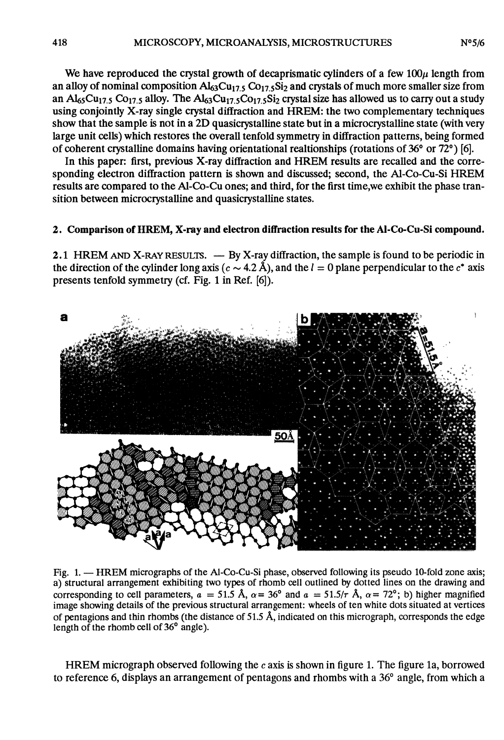We have reproduced the crystal growth of decaprismatic cylinders of a few 100$\mu$ length from an alloy of nominal composition $Al_{63}Cu_{17.5}Co_{17.5}Si_2$ and crystals of much more smaller size from an $Al_{65}Cu_{17.5}Co_{17.5}$ alloy. The $Al_{63}Cu_{17.5}Co_{17.5}Si_2$ crystal size has allowed us to carry out a study using conjointly X-ray single crystal diffraction and HREM: the two complementary techniques show that the sample is not in a 2D quasicrystalline state but in a microcrystalline state (with very large unit cells) which restores the overall tenfold symmetry in diffraction patterns, being formed of coherent crystalline domains having orientational realtionships (rotations of 36° or 72°) [6].

In this paper: first, previous X-ray diffraction and HREM results are recalled and the corresponding electron diffraction pattern is shown and discussed; second, the Al-Co-Cu-Si HREM results are compared to the Al-Co-Cu ones; and third, for the first time,we exhibit the phase transition between microcrystalline and quasicrystalline states.

## 2. Comparison of HREM, X-ray and electron diffraction results for the Al-Co-Cu-Si compound.

2.1 HREM AND X-RAY RESULTS. — By X-ray diffraction, the sample is found to be periodic in the direction of the cylinder long axis ($c \sim 4.2$ Å), and the $l = 0$ plane perpendicular to the $c^*$ axis presents tenfold symmetry (cf. Fig. 1 in Ref. [6]).

Fig. 1. — HREM micrographs of the Al-Co-Cu-Si phase, observed following its pseudo 10-fold zone axis; a) structural arrangement exhibiting two types of rhomb cell outlined by dotted lines on the drawing and corresponding to cell parameters, $a = 51.5$ Å, $\alpha = 36°$ and $a = 51.5/\tau$ Å, $\alpha = 72°$; b) higher magnified image showing details of the previous structural arrangement: wheels of ten white dots situated at vertices of pentagons and thin rhombs (the distance of 51.5 Å, indicated on this micrograph, corresponds the edge length of the rhomb cell of 36° angle).

HREM micrograph observed following the $c$ axis is shown in figure 1. The figure 1a, borrowed to reference 6, displays an arrangement of pentagons and rhombs with a 36° angle, from which a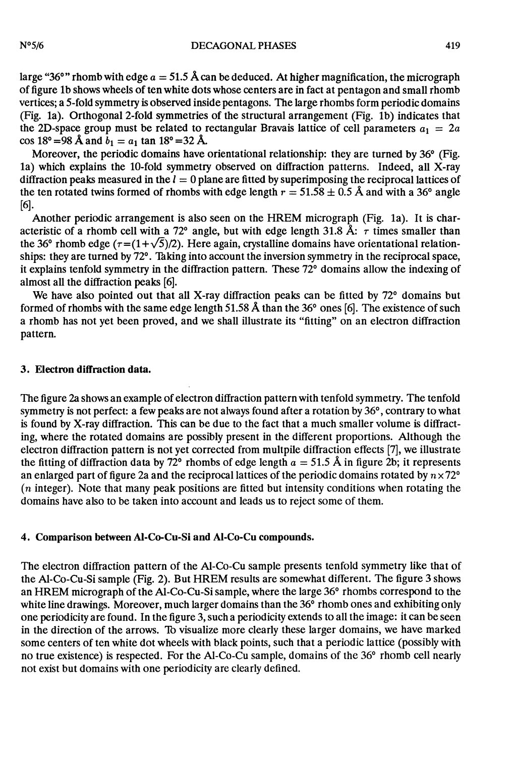large "36°" rhomb with edge $a = 51.5$ Å can be deduced. At higher magnification, the micrograph of figure 1b shows wheels of ten white dots whose centers are in fact at pentagon and small rhomb vertices; a 5-fold symmetry is observed inside pentagons. The large rhombs form periodic domains (Fig. 1a). Orthogonal 2-fold symmetries of the structural arrangement (Fig. 1b) indicates that the 2D-space group must be related to rectangular Bravais lattice of cell parameters $a_1 = 2a \cos 18° = 98$ Å and $b_1 = a_1 \tan 18° = 32$ Å.

Moreover, the periodic domains have orientational relationship: they are turned by 36° (Fig. 1a) which explains the 10-fold symmetry observed on diffraction patterns. Indeed, all X-ray diffraction peaks measured in the $l = 0$ plane are fitted by superimposing the reciprocal lattices of the ten rotated twins formed of rhombs with edge length $r = 51.58 \pm 0.5$ Å and with a 36° angle [6].

Another periodic arrangement is also seen on the HREM micrograph (Fig. 1a). It is characteristic of a rhomb cell with a 72° angle, but with edge length 31.8 Å: $\tau$ times smaller than the 36° rhomb edge ($\tau = (1+\sqrt{5})/2$). Here again, crystalline domains have orientational relationships: they are turned by 72°. Taking into account the inversion symmetry in the reciprocal space, it explains tenfold symmetry in the diffraction pattern. These 72° domains allow the indexing of almost all the diffraction peaks [6].

We have also pointed out that all X-ray diffraction peaks can be fitted by 72° domains but formed of rhombs with the same edge length 51.58 Å than the 36° ones [6]. The existence of such a rhomb has not yet been proved, and we shall illustrate its "fitting" on an electron diffraction pattern.

## 3. Electron diffraction data.

The figure 2a shows an example of electron diffraction pattern with tenfold symmetry. The tenfold symmetry is not perfect: a few peaks are not always found after a rotation by 36°, contrary to what is found by X-ray diffraction. This can be due to the fact that a much smaller volume is diffracting, where the rotated domains are possibly present in the different proportions. Although the electron diffraction pattern is not yet corrected from multpile diffraction effects [7], we illustrate the fitting of diffraction data by 72° rhombs of edge length $a = 51.5$ Å in figure 2b; it represents an enlarged part of figure 2a and the reciprocal lattices of the periodic domains rotated by $n \times 72°$ ($n$ integer). Note that many peak positions are fitted but intensity conditions when rotating the domains have also to be taken into account and leads us to reject some of them.

## 4. Comparison between Al-Co-Cu-Si and Al-Co-Cu compounds.

The electron diffraction pattern of the Al-Co-Cu sample presents tenfold symmetry like that of the Al-Co-Cu-Si sample (Fig. 2). But HREM results are somewhat different. The figure 3 shows an HREM micrograph of the Al-Co-Cu-Si sample, where the large 36° rhombs correspond to the white line drawings. Moreover, much larger domains than the 36° rhomb ones and exhibiting only one periodicity are found. In the figure 3, such a periodicity extends to all the image: it can be seen in the direction of the arrows. To visualize more clearly these larger domains, we have marked some centers of ten white dot wheels with black points, such that a periodic lattice (possibly with no true existence) is respected. For the Al-Co-Cu sample, domains of the 36° rhomb cell nearly not exist but domains with one periodicity are clearly defined.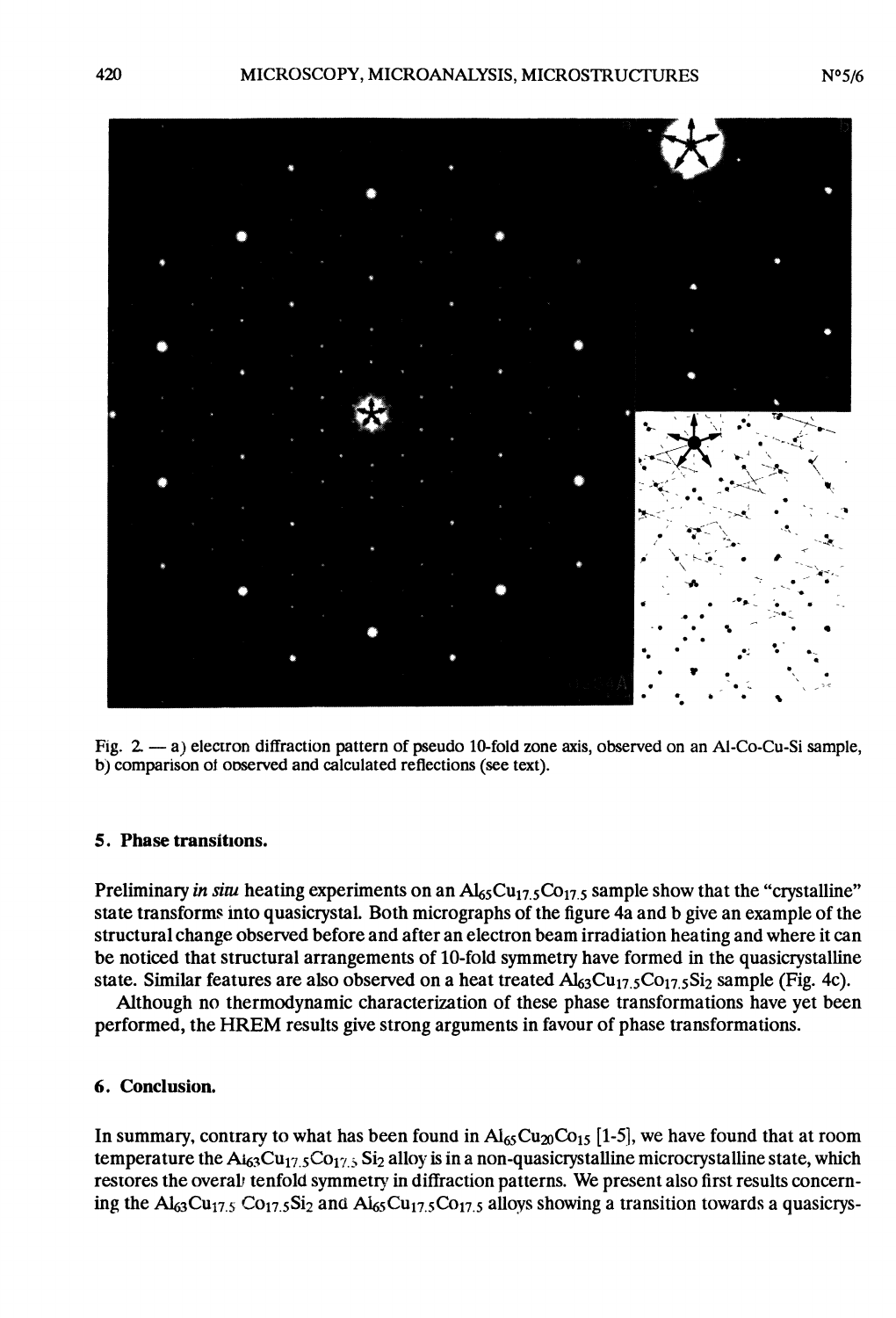Fig. 2. — a) electron diffraction pattern of pseudo 10-fold zone axis, observed on an Al-Co-Cu-Si sample, b) comparison of observed and calculated reflections (see text).

## 5. Phase transitions.

Preliminary *in situ* heating experiments on an $Al_{65}Cu_{17.5}Co_{17.5}$ sample show that the "crystalline" state transforms into quasicrystal. Both micrographs of the figure 4a and b give an example of the structural change observed before and after an electron beam irradiation heating and where it can be noticed that structural arrangements of 10-fold symmetry have formed in the quasicrystalline state. Similar features are also observed on a heat treated $Al_{63}Cu_{17.5}Co_{17.5}Si_2$ sample (Fig. 4c).

Although no thermodynamic characterization of these phase transformations have yet been performed, the HREM results give strong arguments in favour of phase transformations.

## 6. Conclusion.

In summary, contrary to what has been found in $Al_{65}Cu_{20}Co_{15}$ [1-5], we have found that at room temperature the $Al_{63}Cu_{17.5}Co_{17.5}Si_2$ alloy is in a non-quasicrystalline microcrystalline state, which restores the overall tenfold symmetry in diffraction patterns. We present also first results concerning the $Al_{63}Cu_{17.5}Co_{17.5}Si_2$ and $Al_{65}Cu_{17.5}Co_{17.5}$ alloys showing a transition towards a quasicrys-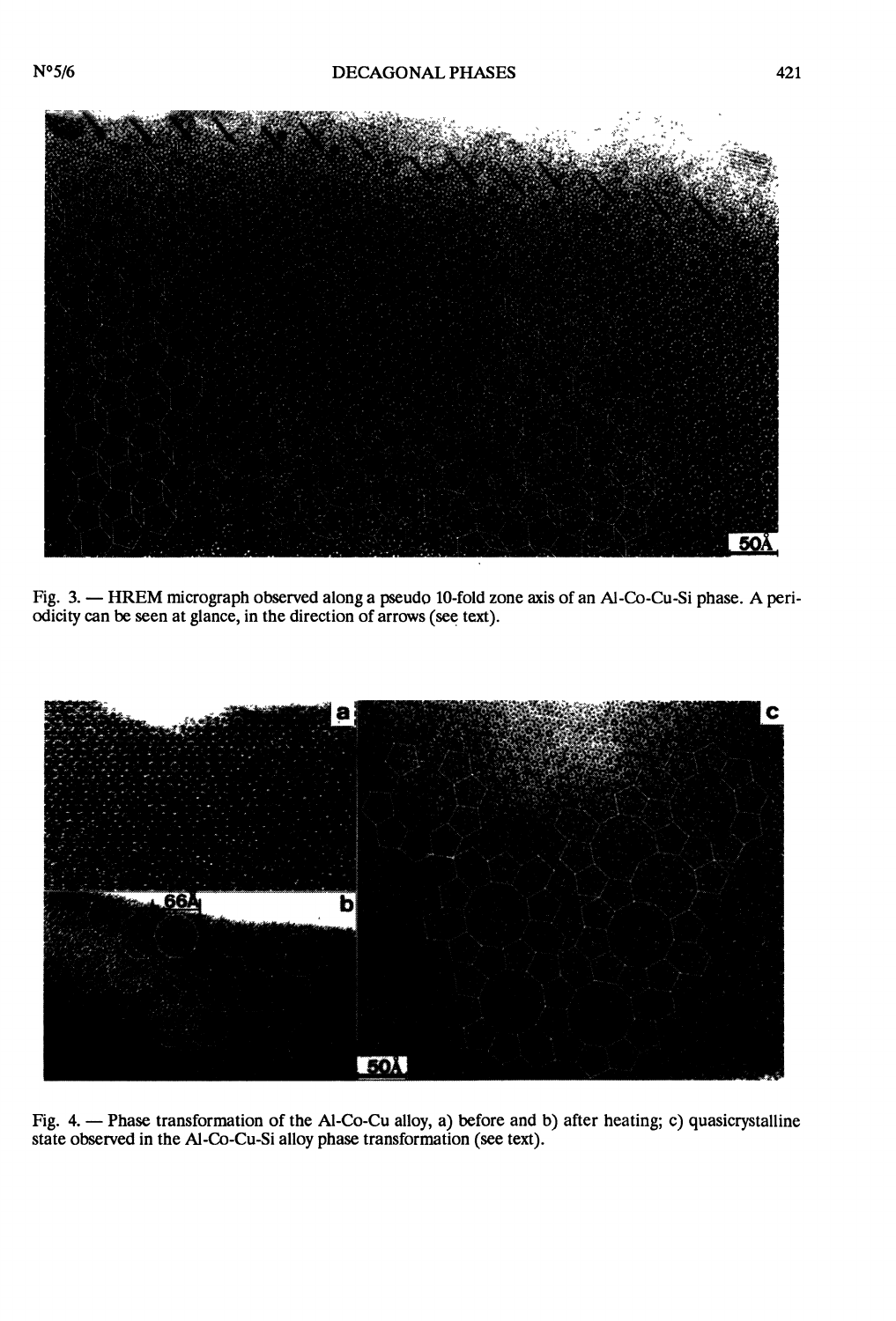Fig. 3. — HREM micrograph observed along a pseudo 10-fold zone axis of an Al-Co-Cu-Si phase. A periodicity can be seen at glance, in the direction of arrows (see text).

Fig. 4. — Phase transformation of the Al-Co-Cu alloy, a) before and b) after heating; c) quasicrystalline state observed in the Al-Co-Cu-Si alloy phase transformation (see text).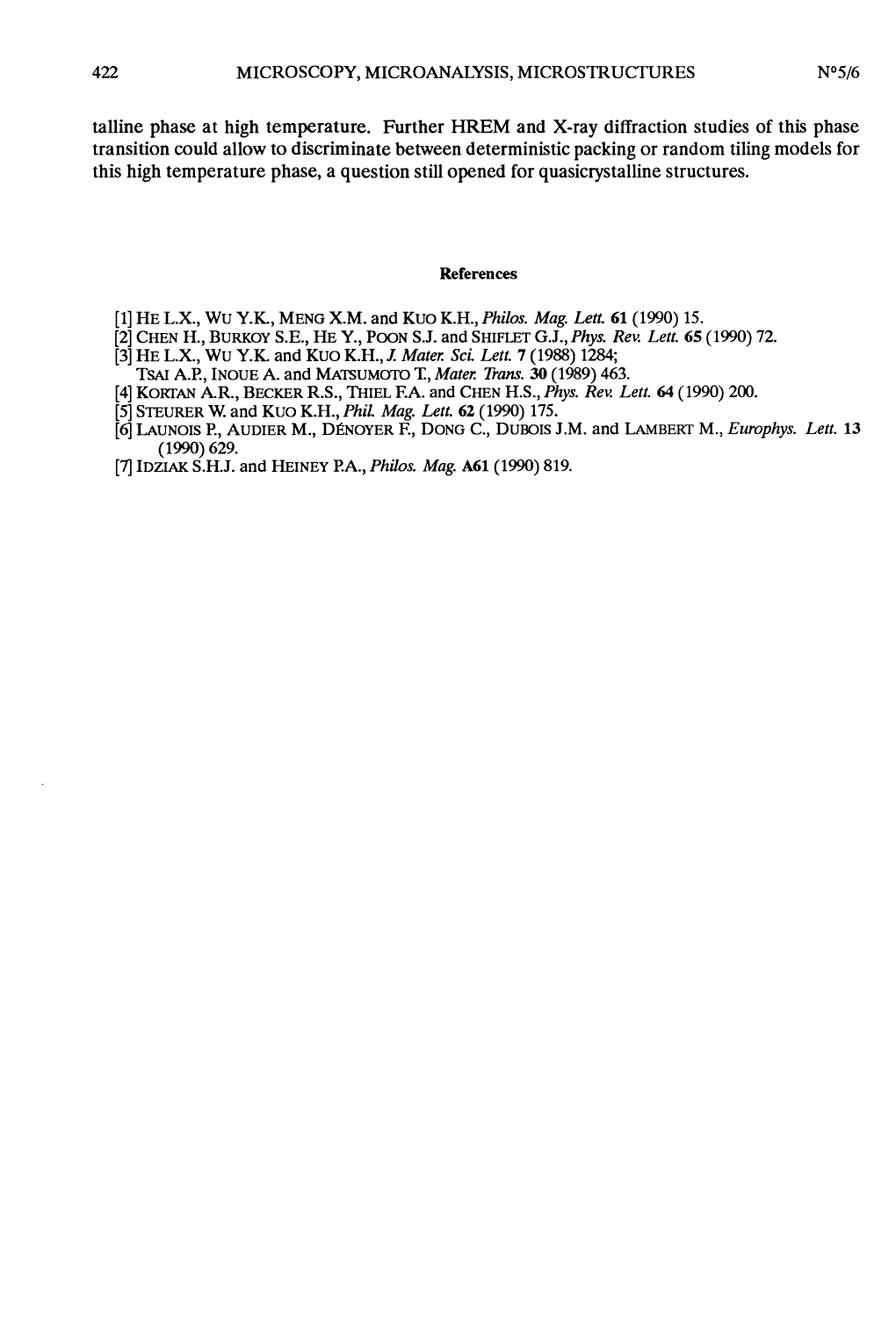talline phase at high temperature. Further HREM and X-ray diffraction studies of this phase transition could allow to discriminate between deterministic packing or random tiling models for this high temperature phase, a question still opened for quasicrystalline structures.

## References

[1] HE L.X., WU Y.K., MENG X.M. and KUO K.H., *Philos. Mag. Lett.* **61** (1990) 15.

[2] CHEN H., BURKOY S.E., HE Y., POON S.J. and SHIFLET G.J., *Phys. Rev. Lett.* **65** (1990) 72.

[3] HE L.X., WU Y.K. and KUO K.H., *J. Mater. Sci. Lett.* **7** (1988) 1284;
TSAI A.P., INOUE A. and MATSUMOTO T., *Mater. Trans.* **30** (1989) 463.

[4] KORTAN A.R., BECKER R.S., THIEL F.A. and CHEN H.S., *Phys. Rev. Lett.* **64** (1990) 200.

[5] STEURER W. and KUO K.H., *Phil. Mag. Lett.* **62** (1990) 175.

[6] LAUNOIS P., AUDIER M., DÉNOYER F., DONG C., DUBOIS J.M. and LAMBERT M., *Europhys. Lett.* **13** (1990) 629.

[7] IDZIAK S.H.J. and HEINEY P.A., *Philos. Mag.* **A61** (1990) 819.